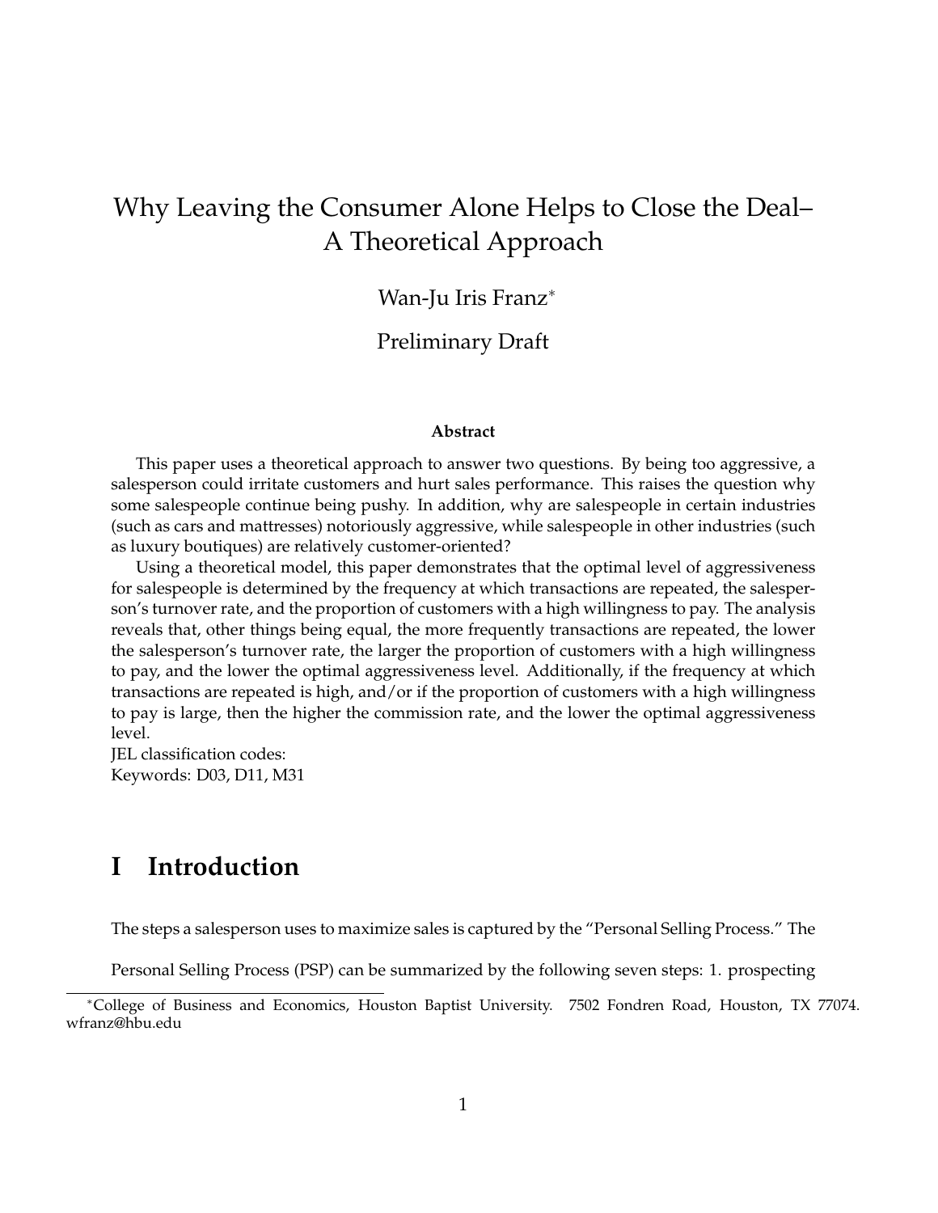# Why Leaving the Consumer Alone Helps to Close the Deal– A Theoretical Approach

Wan-Ju Iris Franz[*]

Preliminary Draft

**Abstract**

This paper uses a theoretical approach to answer two questions. By being too aggressive, a salesperson could irritate customers and hurt sales performance. This raises the question why some salespeople continue being pushy. In addition, why are salespeople in certain industries (such as cars and mattresses) notoriously aggressive, while salespeople in other industries (such as luxury boutiques) are relatively customer-oriented?

Using a theoretical model, this paper demonstrates that the optimal level of aggressiveness for salespeople is determined by the frequency at which transactions are repeated, the salesperson's turnover rate, and the proportion of customers with a high willingness to pay. The analysis reveals that, other things being equal, the more frequently transactions are repeated, the lower the salesperson's turnover rate, the larger the proportion of customers with a high willingness to pay, and the lower the optimal aggressiveness level. Additionally, if the frequency at which transactions are repeated is high, and/or if the proportion of customers with a high willingness to pay is large, then the higher the commission rate, and the lower the optimal aggressiveness level.

JEL classification codes:
Keywords: D03, D11, M31

## I Introduction

The steps a salesperson uses to maximize sales is captured by the "Personal Selling Process." The Personal Selling Process (PSP) can be summarized by the following seven steps: 1. prospecting

[*] College of Business and Economics, Houston Baptist University. 7502 Fondren Road, Houston, TX 77074. wfranz@hbu.edu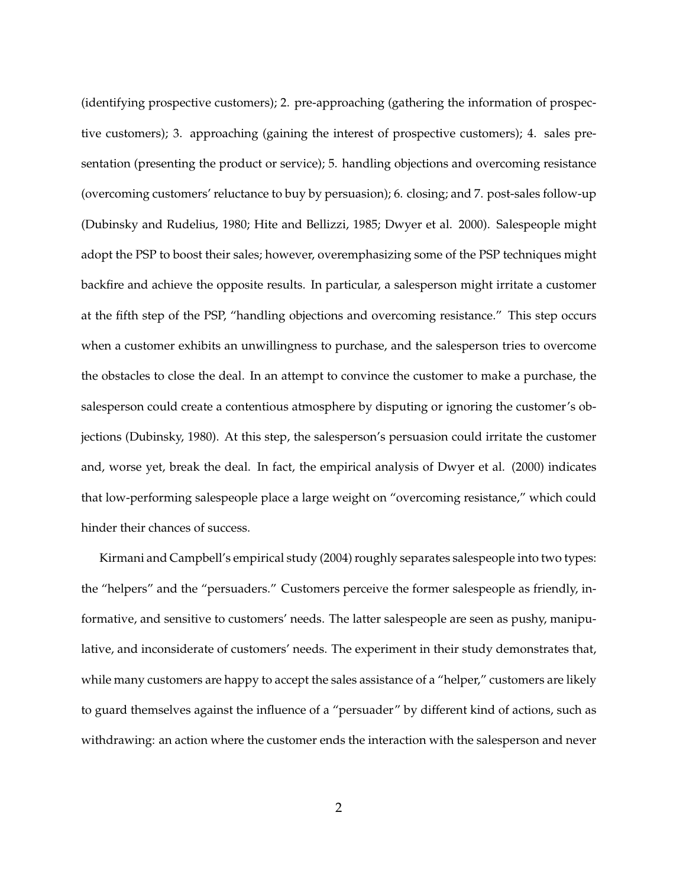(identifying prospective customers); 2. pre-approaching (gathering the information of prospective customers); 3. approaching (gaining the interest of prospective customers); 4. sales presentation (presenting the product or service); 5. handling objections and overcoming resistance (overcoming customers' reluctance to buy by persuasion); 6. closing; and 7. post-sales follow-up (Dubinsky and Rudelius, 1980; Hite and Bellizzi, 1985; Dwyer et al. 2000). Salespeople might adopt the PSP to boost their sales; however, overemphasizing some of the PSP techniques might backfire and achieve the opposite results. In particular, a salesperson might irritate a customer at the fifth step of the PSP, "handling objections and overcoming resistance." This step occurs when a customer exhibits an unwillingness to purchase, and the salesperson tries to overcome the obstacles to close the deal. In an attempt to convince the customer to make a purchase, the salesperson could create a contentious atmosphere by disputing or ignoring the customer's objections (Dubinsky, 1980). At this step, the salesperson's persuasion could irritate the customer and, worse yet, break the deal. In fact, the empirical analysis of Dwyer et al. (2000) indicates that low-performing salespeople place a large weight on "overcoming resistance," which could hinder their chances of success.

Kirmani and Campbell's empirical study (2004) roughly separates salespeople into two types: the "helpers" and the "persuaders." Customers perceive the former salespeople as friendly, informative, and sensitive to customers' needs. The latter salespeople are seen as pushy, manipulative, and inconsiderate of customers' needs. The experiment in their study demonstrates that, while many customers are happy to accept the sales assistance of a "helper," customers are likely to guard themselves against the influence of a "persuader" by different kind of actions, such as withdrawing: an action where the customer ends the interaction with the salesperson and never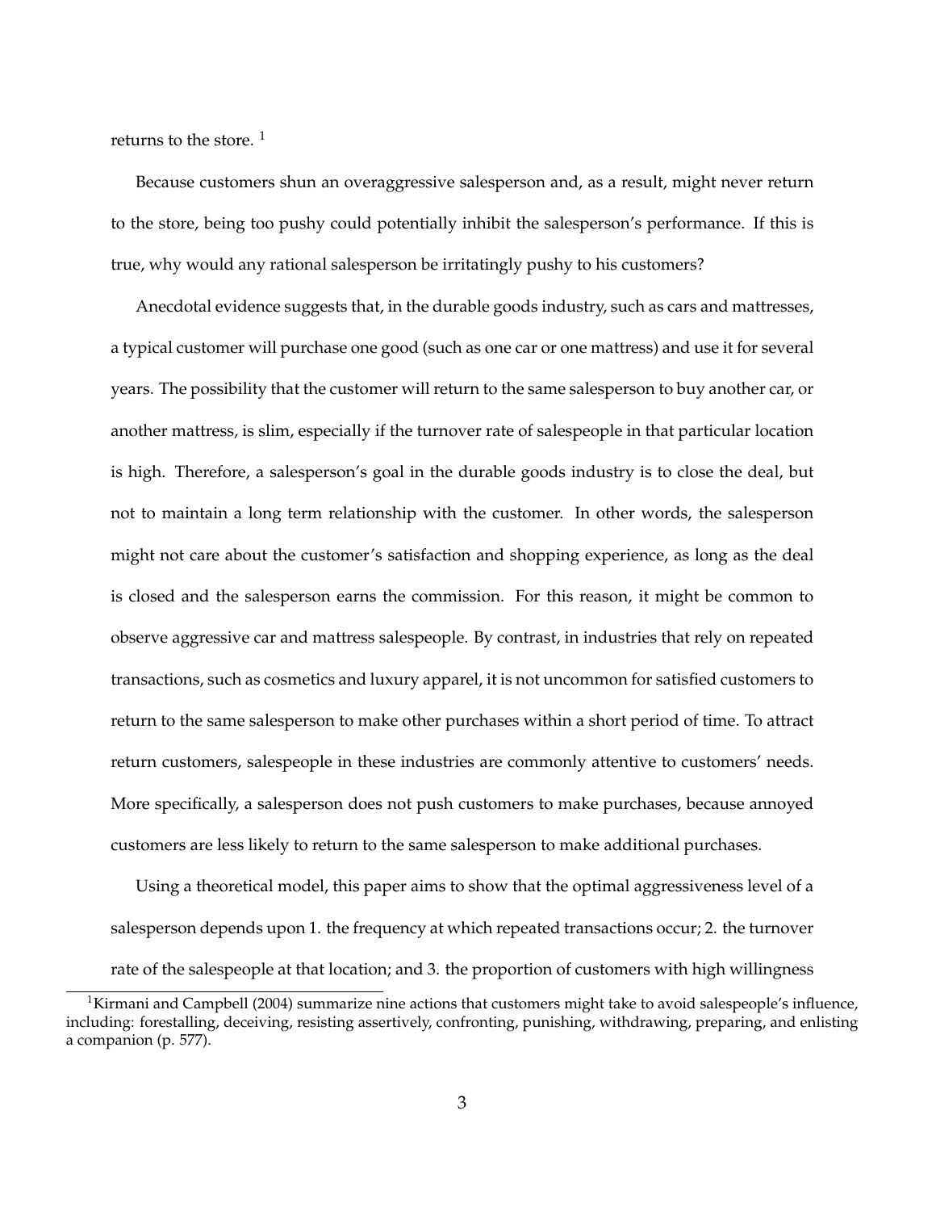returns to the store. [1]

Because customers shun an overaggressive salesperson and, as a result, might never return to the store, being too pushy could potentially inhibit the salesperson's performance. If this is true, why would any rational salesperson be irritatingly pushy to his customers?

Anecdotal evidence suggests that, in the durable goods industry, such as cars and mattresses, a typical customer will purchase one good (such as one car or one mattress) and use it for several years. The possibility that the customer will return to the same salesperson to buy another car, or another mattress, is slim, especially if the turnover rate of salespeople in that particular location is high. Therefore, a salesperson's goal in the durable goods industry is to close the deal, but not to maintain a long term relationship with the customer. In other words, the salesperson might not care about the customer's satisfaction and shopping experience, as long as the deal is closed and the salesperson earns the commission. For this reason, it might be common to observe aggressive car and mattress salespeople. By contrast, in industries that rely on repeated transactions, such as cosmetics and luxury apparel, it is not uncommon for satisfied customers to return to the same salesperson to make other purchases within a short period of time. To attract return customers, salespeople in these industries are commonly attentive to customers' needs. More specifically, a salesperson does not push customers to make purchases, because annoyed customers are less likely to return to the same salesperson to make additional purchases.

Using a theoretical model, this paper aims to show that the optimal aggressiveness level of a salesperson depends upon 1. the frequency at which repeated transactions occur; 2. the turnover rate of the salespeople at that location; and 3. the proportion of customers with high willingness

[1] Kirmani and Campbell (2004) summarize nine actions that customers might take to avoid salespeople's influence, including: forestalling, deceiving, resisting assertively, confronting, punishing, withdrawing, preparing, and enlisting a companion (p. 577).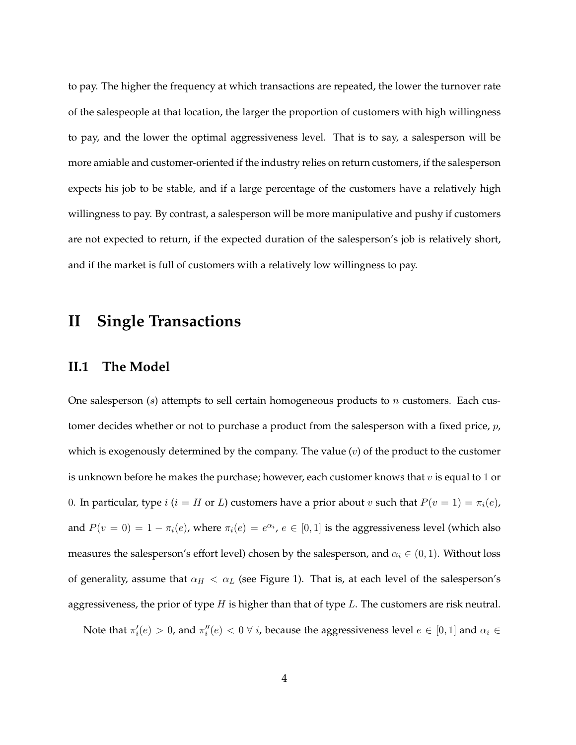to pay. The higher the frequency at which transactions are repeated, the lower the turnover rate of the salespeople at that location, the larger the proportion of customers with high willingness to pay, and the lower the optimal aggressiveness level. That is to say, a salesperson will be more amiable and customer-oriented if the industry relies on return customers, if the salesperson expects his job to be stable, and if a large percentage of the customers have a relatively high willingness to pay. By contrast, a salesperson will be more manipulative and pushy if customers are not expected to return, if the expected duration of the salesperson's job is relatively short, and if the market is full of customers with a relatively low willingness to pay.

# II Single Transactions

## II.1 The Model

One salesperson ($s$) attempts to sell certain homogeneous products to $n$ customers. Each customer decides whether or not to purchase a product from the salesperson with a fixed price, $p$, which is exogenously determined by the company. The value ($v$) of the product to the customer is unknown before he makes the purchase; however, each customer knows that $v$ is equal to 1 or 0. In particular, type $i$ ($i = H$ or $L$) customers have a prior about $v$ such that $P(v = 1) = \pi_i(e)$, and $P(v = 0) = 1 - \pi_i(e)$, where $\pi_i(e) = e^{\alpha_i}$, $e \in [0, 1]$ is the aggressiveness level (which also measures the salesperson's effort level) chosen by the salesperson, and $\alpha_i \in (0, 1)$. Without loss of generality, assume that $\alpha_H < \alpha_L$ (see Figure 1). That is, at each level of the salesperson's aggressiveness, the prior of type $H$ is higher than that of type $L$. The customers are risk neutral.

Note that $\pi_i'(e) > 0$, and $\pi_i''(e) < 0 \; \forall \; i$, because the aggressiveness level $e \in [0, 1]$ and $\alpha_i \in$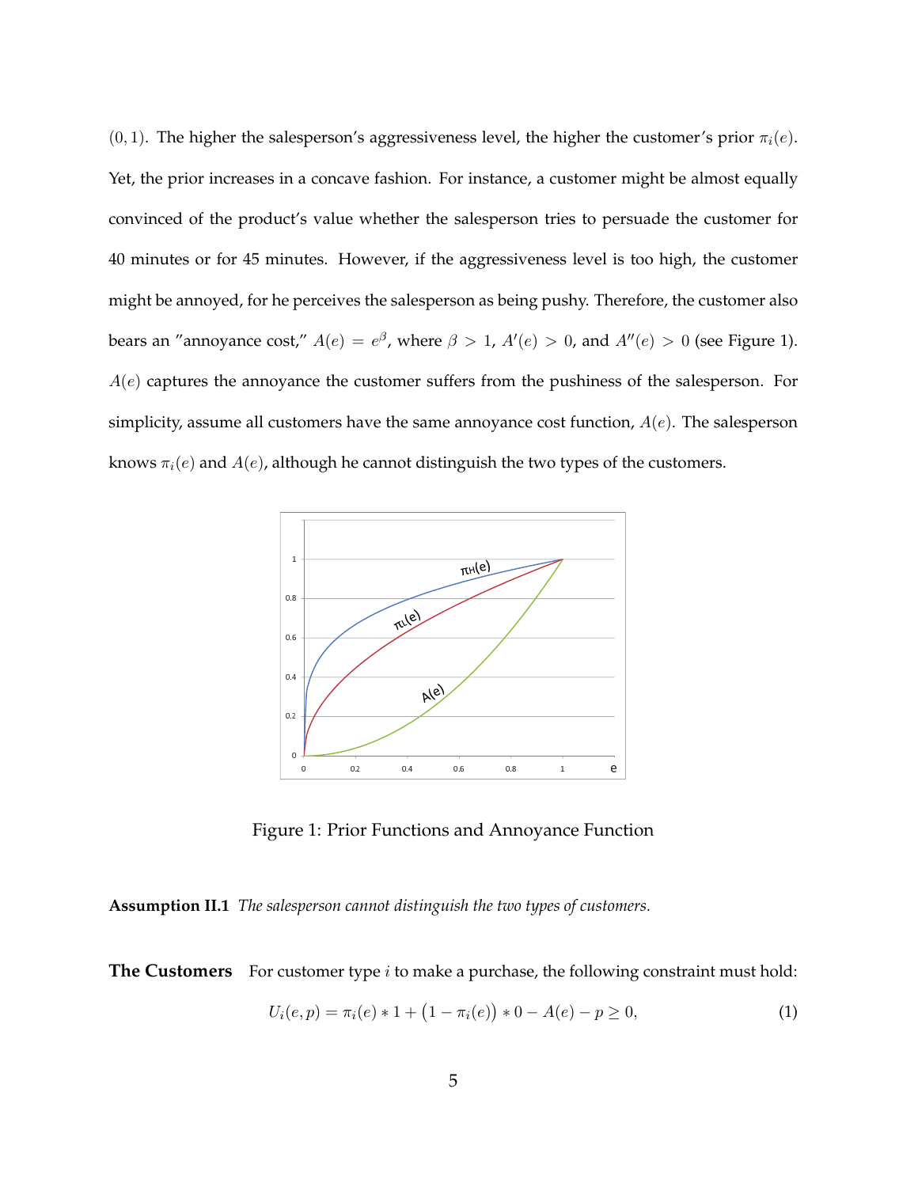$(0, 1)$. The higher the salesperson's aggressiveness level, the higher the customer's prior $\pi_i(e)$. Yet, the prior increases in a concave fashion. For instance, a customer might be almost equally convinced of the product's value whether the salesperson tries to persuade the customer for 40 minutes or for 45 minutes. However, if the aggressiveness level is too high, the customer might be annoyed, for he perceives the salesperson as being pushy. Therefore, the customer also bears an "annoyance cost," $A(e) = e^{\beta}$, where $\beta > 1$, $A'(e) > 0$, and $A''(e) > 0$ (see Figure 1). $A(e)$ captures the annoyance the customer suffers from the pushiness of the salesperson. For simplicity, assume all customers have the same annoyance cost function, $A(e)$. The salesperson knows $\pi_i(e)$ and $A(e)$, although he cannot distinguish the two types of the customers.

Figure 1: Prior Functions and Annoyance Function

**Assumption II.1** *The salesperson cannot distinguish the two types of customers.*

**The Customers** For customer type $i$ to make a purchase, the following constraint must hold:

$$U_i(e, p) = \pi_i(e) * 1 + \big(1 - \pi_i(e)\big) * 0 - A(e) - p \geq 0, \tag{1}$$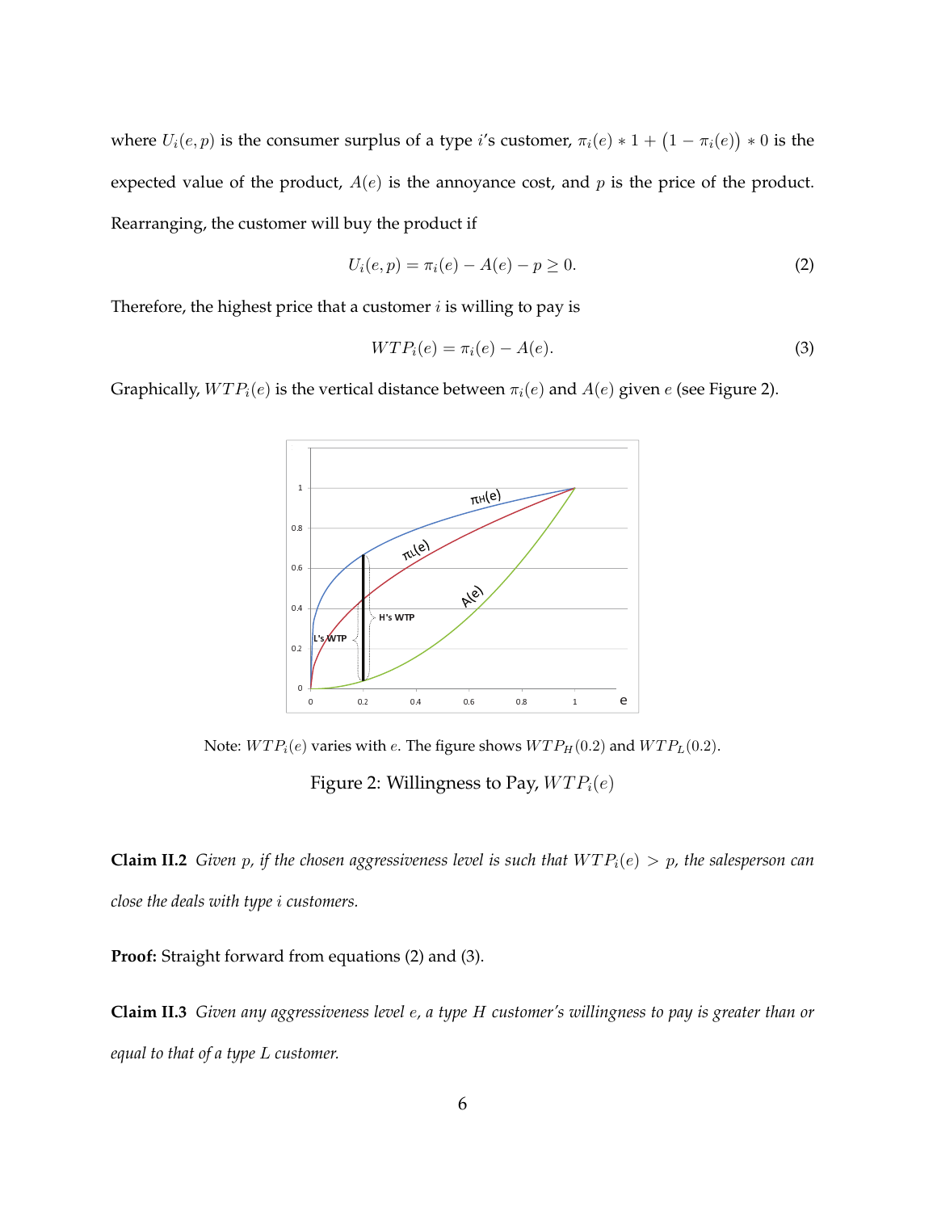where $U_i(e,p)$ is the consumer surplus of a type $i$'s customer, $\pi_i(e) * 1 + \big(1 - \pi_i(e)\big) * 0$ is the expected value of the product, $A(e)$ is the annoyance cost, and $p$ is the price of the product. Rearranging, the customer will buy the product if

$$U_i(e,p) = \pi_i(e) - A(e) - p \geq 0. \tag{2}$$

Therefore, the highest price that a customer $i$ is willing to pay is

$$WTP_i(e) = \pi_i(e) - A(e). \tag{3}$$

Graphically, $WTP_i(e)$ is the vertical distance between $\pi_i(e)$ and $A(e)$ given $e$ (see Figure 2).

Note: $WTP_i(e)$ varies with $e$. The figure shows $WTP_H(0.2)$ and $WTP_L(0.2)$.

Figure 2: Willingness to Pay, $WTP_i(e)$

**Claim II.2** *Given $p$, if the chosen aggressiveness level is such that $WTP_i(e) > p$, the salesperson can close the deals with type $i$ customers.*

**Proof:** Straight forward from equations (2) and (3).

**Claim II.3** *Given any aggressiveness level $e$, a type $H$ customer's willingness to pay is greater than or equal to that of a type $L$ customer.*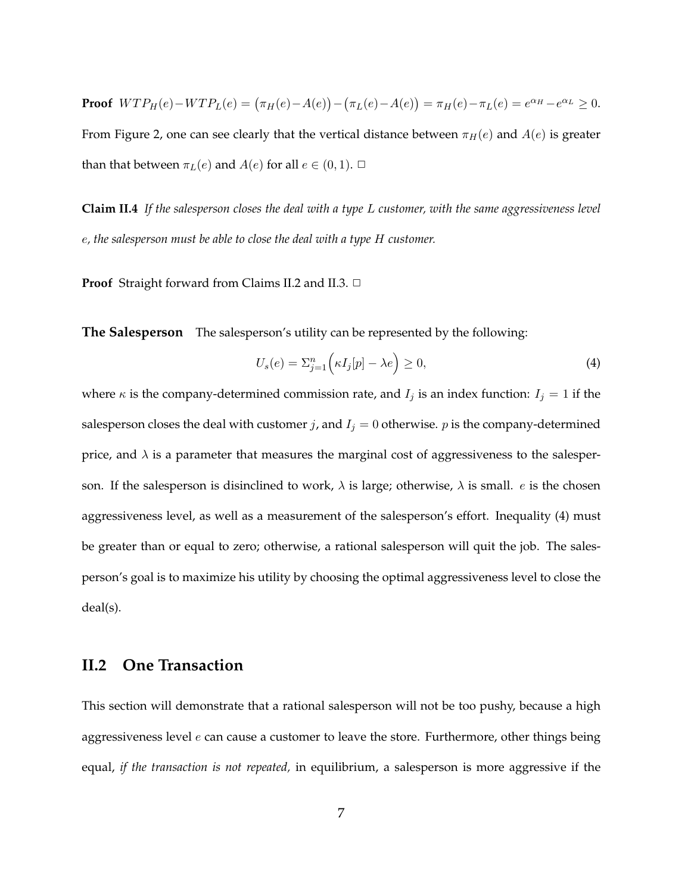**Proof** $WTP_H(e) - WTP_L(e) = \big(\pi_H(e) - A(e)\big) - \big(\pi_L(e) - A(e)\big) = \pi_H(e) - \pi_L(e) = e^{\alpha_H} - e^{\alpha_L} \geq 0.$ From Figure 2, one can see clearly that the vertical distance between $\pi_H(e)$ and $A(e)$ is greater than that between $\pi_L(e)$ and $A(e)$ for all $e \in (0, 1)$. □

**Claim II.4** *If the salesperson closes the deal with a type $L$ customer, with the same aggressiveness level $e$, the salesperson must be able to close the deal with a type $H$ customer.*

**Proof** Straight forward from Claims II.2 and II.3. □

**The Salesperson** The salesperson's utility can be represented by the following:

$$U_s(e) = \Sigma_{j=1}^{n} \Big( \kappa I_j[p] - \lambda e \Big) \geq 0, \tag{4}$$

where $\kappa$ is the company-determined commission rate, and $I_j$ is an index function: $I_j = 1$ if the salesperson closes the deal with customer $j$, and $I_j = 0$ otherwise. $p$ is the company-determined price, and $\lambda$ is a parameter that measures the marginal cost of aggressiveness to the salesperson. If the salesperson is disinclined to work, $\lambda$ is large; otherwise, $\lambda$ is small. $e$ is the chosen aggressiveness level, as well as a measurement of the salesperson's effort. Inequality (4) must be greater than or equal to zero; otherwise, a rational salesperson will quit the job. The salesperson's goal is to maximize his utility by choosing the optimal aggressiveness level to close the deal(s).

## II.2 One Transaction

This section will demonstrate that a rational salesperson will not be too pushy, because a high aggressiveness level $e$ can cause a customer to leave the store. Furthermore, other things being equal, *if the transaction is not repeated,* in equilibrium, a salesperson is more aggressive if the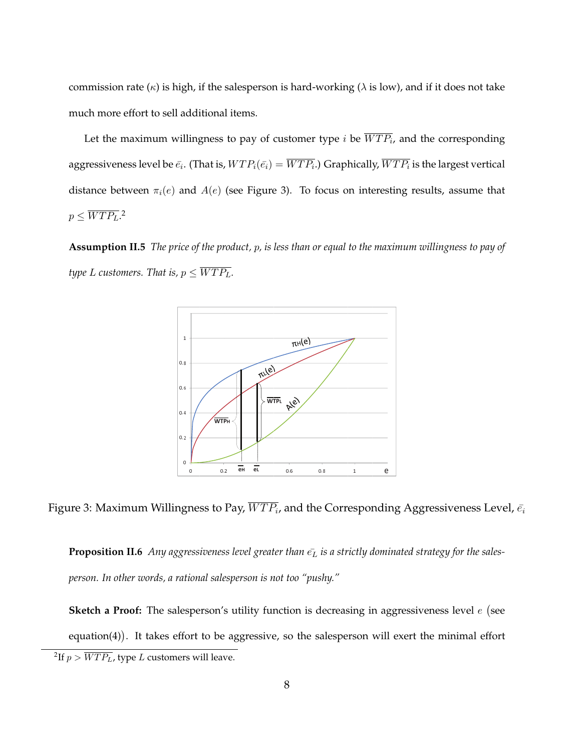commission rate ($\kappa$) is high, if the salesperson is hard-working ($\lambda$ is low), and if it does not take much more effort to sell additional items.

Let the maximum willingness to pay of customer type $i$ be $\overline{WTP_i}$, and the corresponding aggressiveness level be $\bar{e}_i$. (That is, $WTP_i(\bar{e}_i) = \overline{WTP_i}$.) Graphically, $\overline{WTP_i}$ is the largest vertical distance between $\pi_i(e)$ and $A(e)$ (see Figure 3). To focus on interesting results, assume that $p \leq \overline{WTP_L}$.[2]

**Assumption II.5** *The price of the product, $p$, is less than or equal to the maximum willingness to pay of type L customers. That is, $p \leq \overline{WTP_L}$.*

Figure 3: Maximum Willingness to Pay, $\overline{WTP_i}$, and the Corresponding Aggressiveness Level, $\bar{e}_i$

**Proposition II.6** *Any aggressiveness level greater than $\bar{e_L}$ is a strictly dominated strategy for the salesperson. In other words, a rational salesperson is not too "pushy."*

**Sketch a Proof:** The salesperson's utility function is decreasing in aggressiveness level $e$ (see equation(4)). It takes effort to be aggressive, so the salesperson will exert the minimal effort

[2] If $p > \overline{WTP_L}$, type $L$ customers will leave.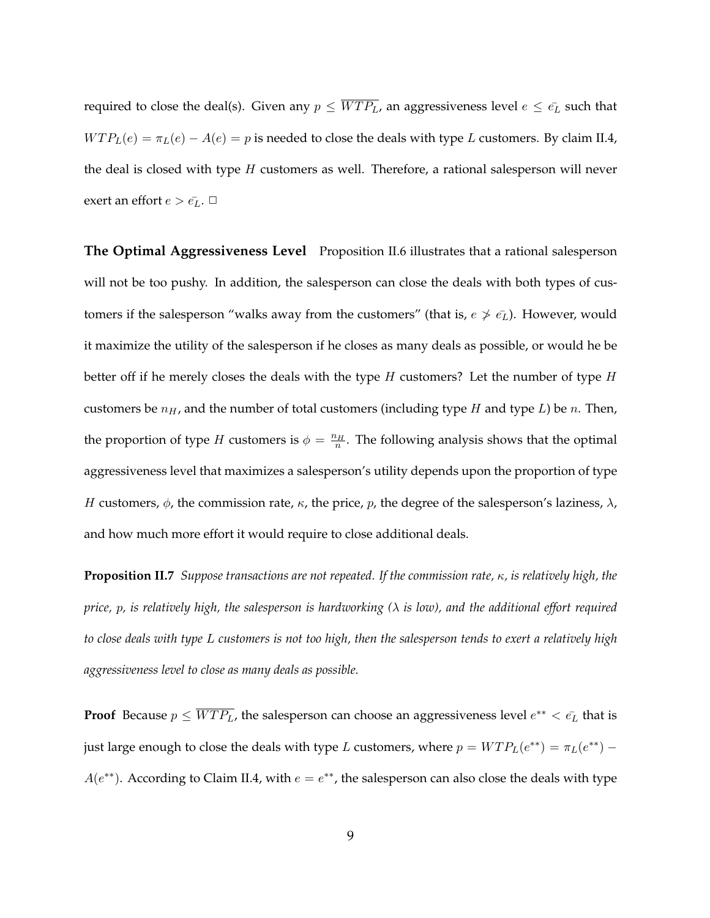required to close the deal(s). Given any $p \leq \overline{WTP_L}$, an aggressiveness level $e \leq \bar{e_L}$ such that $WTP_L(e) = \pi_L(e) - A(e) = p$ is needed to close the deals with type $L$ customers. By claim II.4, the deal is closed with type $H$ customers as well. Therefore, a rational salesperson will never exert an effort $e > \bar{e_L}$. □

**The Optimal Aggressiveness Level** Proposition II.6 illustrates that a rational salesperson will not be too pushy. In addition, the salesperson can close the deals with both types of customers if the salesperson "walks away from the customers" (that is, $e \not> \bar{e_L}$). However, would it maximize the utility of the salesperson if he closes as many deals as possible, or would he be better off if he merely closes the deals with the type $H$ customers? Let the number of type $H$ customers be $n_H$, and the number of total customers (including type $H$ and type $L$) be $n$. Then, the proportion of type $H$ customers is $\phi = \frac{n_H}{n}$. The following analysis shows that the optimal aggressiveness level that maximizes a salesperson's utility depends upon the proportion of type $H$ customers, $\phi$, the commission rate, $\kappa$, the price, $p$, the degree of the salesperson's laziness, $\lambda$, and how much more effort it would require to close additional deals.

**Proposition II.7** *Suppose transactions are not repeated. If the commission rate, $\kappa$, is relatively high, the price, $p$, is relatively high, the salesperson is hardworking ($\lambda$ is low), and the additional effort required to close deals with type $L$ customers is not too high, then the salesperson tends to exert a relatively high aggressiveness level to close as many deals as possible.*

**Proof** Because $p \leq \overline{WTP_L}$, the salesperson can choose an aggressiveness level $e^{**} < \bar{e_L}$ that is just large enough to close the deals with type $L$ customers, where $p = WTP_L(e^{**}) = \pi_L(e^{**}) - A(e^{**})$. According to Claim II.4, with $e = e^{**}$, the salesperson can also close the deals with type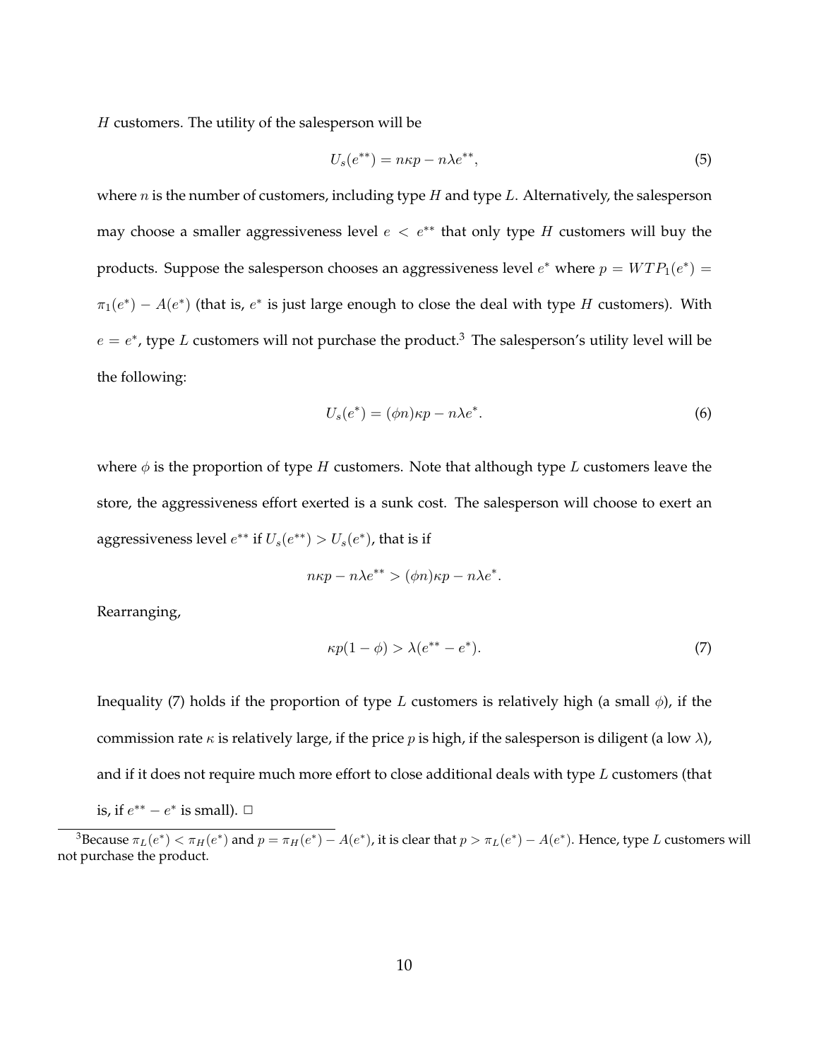$H$ customers. The utility of the salesperson will be

$$U_s(e^{**}) = n\kappa p - n\lambda e^{**}, \tag{5}$$

where $n$ is the number of customers, including type $H$ and type $L$. Alternatively, the salesperson may choose a smaller aggressiveness level $e < e^{**}$ that only type $H$ customers will buy the products. Suppose the salesperson chooses an aggressiveness level $e^*$ where $p = WTP_1(e^*) = \pi_1(e^*) - A(e^*)$ (that is, $e^*$ is just large enough to close the deal with type $H$ customers). With $e = e^*$, type $L$ customers will not purchase the product.[3] The salesperson's utility level will be the following:

$$U_s(e^*) = (\phi n)\kappa p - n\lambda e^*. \tag{6}$$

where $\phi$ is the proportion of type $H$ customers. Note that although type $L$ customers leave the store, the aggressiveness effort exerted is a sunk cost. The salesperson will choose to exert an aggressiveness level $e^{**}$ if $U_s(e^{**}) > U_s(e^*)$, that is if

$$n\kappa p - n\lambda e^{**} > (\phi n)\kappa p - n\lambda e^*.$$

Rearranging,

$$\kappa p(1 - \phi) > \lambda(e^{**} - e^*). \tag{7}$$

Inequality (7) holds if the proportion of type $L$ customers is relatively high (a small $\phi$), if the commission rate $\kappa$ is relatively large, if the price $p$ is high, if the salesperson is diligent (a low $\lambda$), and if it does not require much more effort to close additional deals with type $L$ customers (that is, if $e^{**} - e^*$ is small). □

[3] Because $\pi_L(e^*) < \pi_H(e^*)$ and $p = \pi_H(e^*) - A(e^*)$, it is clear that $p > \pi_L(e^*) - A(e^*)$. Hence, type $L$ customers will not purchase the product.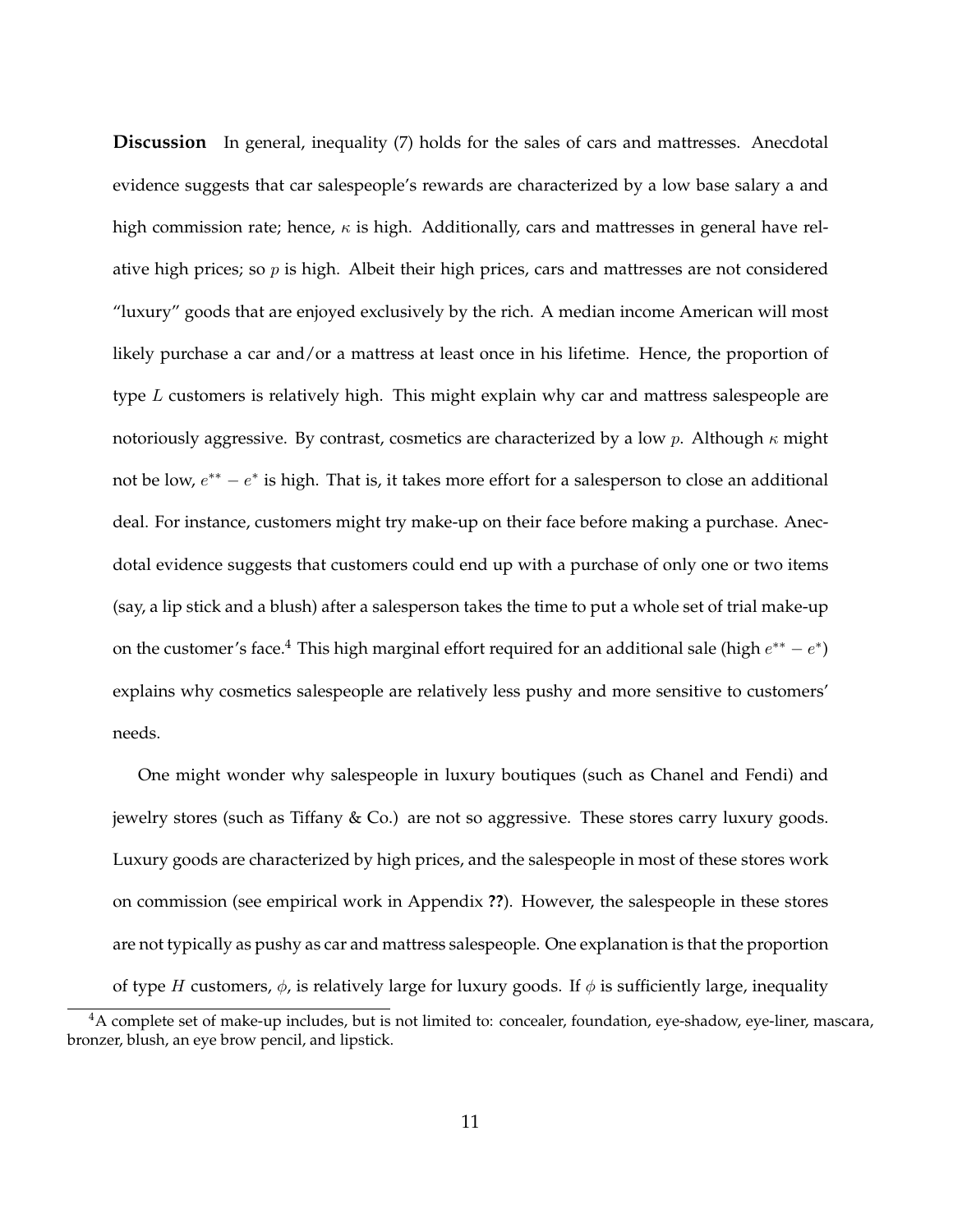**Discussion** In general, inequality (7) holds for the sales of cars and mattresses. Anecdotal evidence suggests that car salespeople's rewards are characterized by a low base salary a and high commission rate; hence, $\kappa$ is high. Additionally, cars and mattresses in general have relative high prices; so $p$ is high. Albeit their high prices, cars and mattresses are not considered "luxury" goods that are enjoyed exclusively by the rich. A median income American will most likely purchase a car and/or a mattress at least once in his lifetime. Hence, the proportion of type $L$ customers is relatively high. This might explain why car and mattress salespeople are notoriously aggressive. By contrast, cosmetics are characterized by a low $p$. Although $\kappa$ might not be low, $e^{**} - e^{*}$ is high. That is, it takes more effort for a salesperson to close an additional deal. For instance, customers might try make-up on their face before making a purchase. Anecdotal evidence suggests that customers could end up with a purchase of only one or two items (say, a lip stick and a blush) after a salesperson takes the time to put a whole set of trial make-up on the customer's face.[4] This high marginal effort required for an additional sale (high $e^{**} - e^{*}$) explains why cosmetics salespeople are relatively less pushy and more sensitive to customers' needs.

One might wonder why salespeople in luxury boutiques (such as Chanel and Fendi) and jewelry stores (such as Tiffany & Co.) are not so aggressive. These stores carry luxury goods. Luxury goods are characterized by high prices, and the salespeople in most of these stores work on commission (see empirical work in Appendix **??**). However, the salespeople in these stores are not typically as pushy as car and mattress salespeople. One explanation is that the proportion of type $H$ customers, $\phi$, is relatively large for luxury goods. If $\phi$ is sufficiently large, inequality

[4] A complete set of make-up includes, but is not limited to: concealer, foundation, eye-shadow, eye-liner, mascara, bronzer, blush, an eye brow pencil, and lipstick.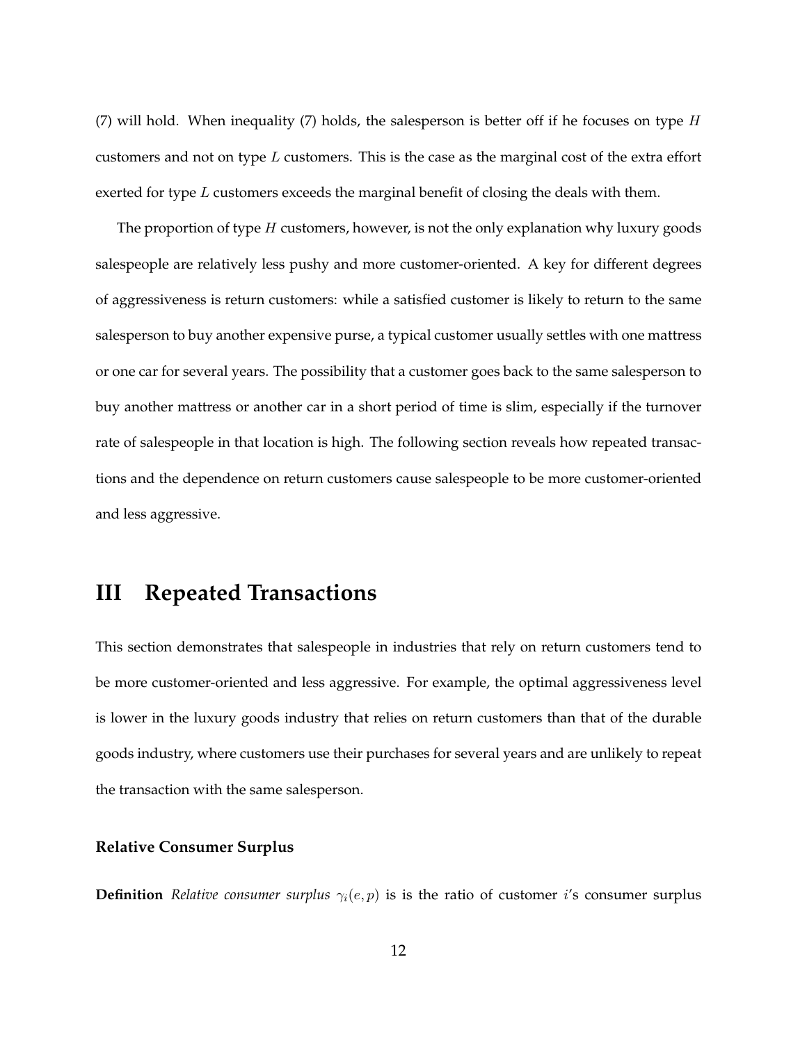(7) will hold. When inequality (7) holds, the salesperson is better off if he focuses on type $H$ customers and not on type $L$ customers. This is the case as the marginal cost of the extra effort exerted for type $L$ customers exceeds the marginal benefit of closing the deals with them.

The proportion of type $H$ customers, however, is not the only explanation why luxury goods salespeople are relatively less pushy and more customer-oriented. A key for different degrees of aggressiveness is return customers: while a satisfied customer is likely to return to the same salesperson to buy another expensive purse, a typical customer usually settles with one mattress or one car for several years. The possibility that a customer goes back to the same salesperson to buy another mattress or another car in a short period of time is slim, especially if the turnover rate of salespeople in that location is high. The following section reveals how repeated transactions and the dependence on return customers cause salespeople to be more customer-oriented and less aggressive.

# III Repeated Transactions

This section demonstrates that salespeople in industries that rely on return customers tend to be more customer-oriented and less aggressive. For example, the optimal aggressiveness level is lower in the luxury goods industry that relies on return customers than that of the durable goods industry, where customers use their purchases for several years and are unlikely to repeat the transaction with the same salesperson.

**Relative Consumer Surplus**

**Definition** *Relative consumer surplus* $\gamma_i(e, p)$ is is the ratio of customer $i$'s consumer surplus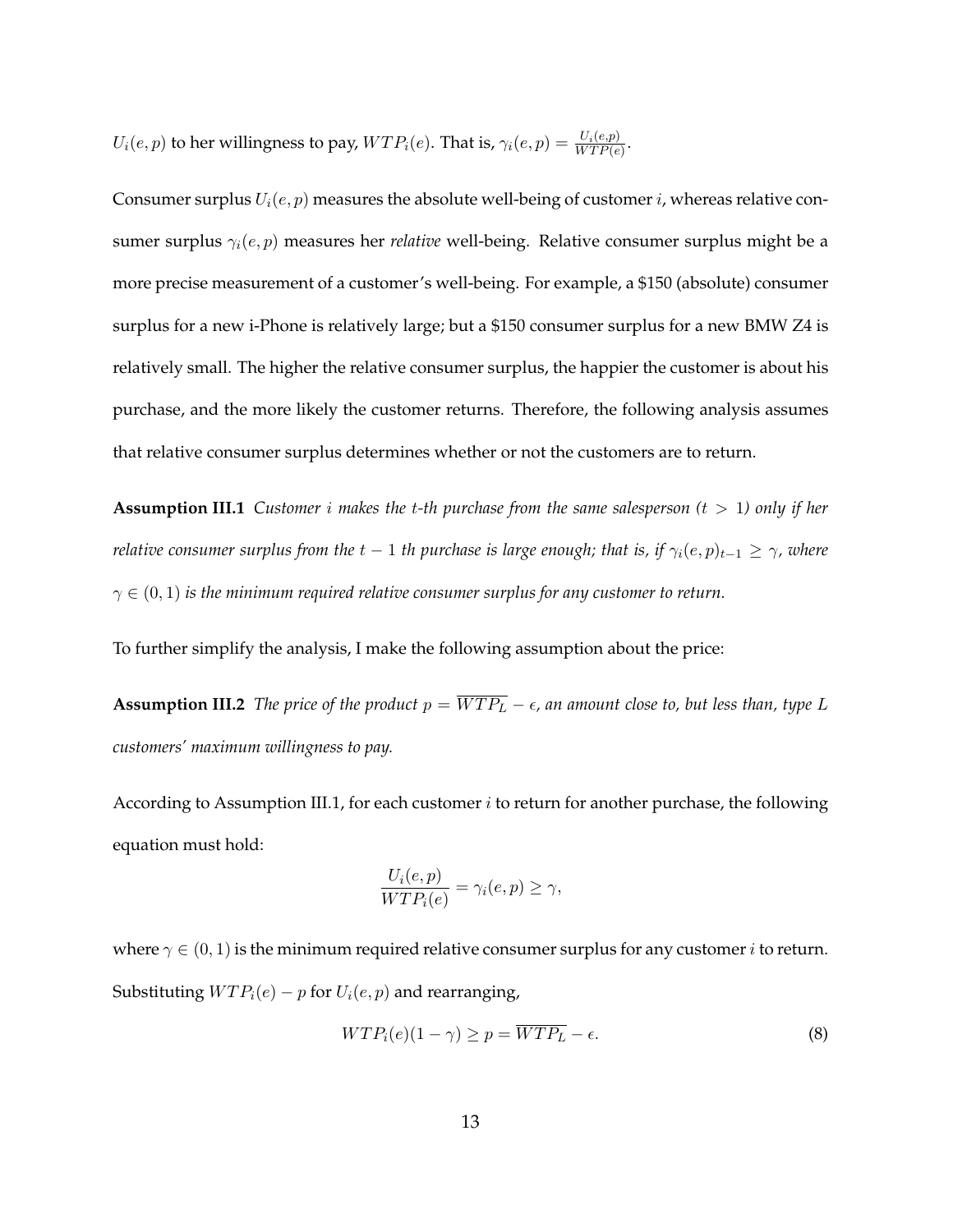$U_i(e, p)$ to her willingness to pay, $WTP_i(e)$. That is, $\gamma_i(e, p) = \frac{U_i(e,p)}{WTP(e)}$.

Consumer surplus $U_i(e, p)$ measures the absolute well-being of customer $i$, whereas relative consumer surplus $\gamma_i(e, p)$ measures her *relative* well-being. Relative consumer surplus might be a more precise measurement of a customer's well-being. For example, a $150 (absolute) consumer surplus for a new i-Phone is relatively large; but a $150 consumer surplus for a new BMW Z4 is relatively small. The higher the relative consumer surplus, the happier the customer is about his purchase, and the more likely the customer returns. Therefore, the following analysis assumes that relative consumer surplus determines whether or not the customers are to return.

**Assumption III.1** *Customer $i$ makes the $t$-th purchase from the same salesperson ($t > 1$) only if her relative consumer surplus from the $t-1$ th purchase is large enough; that is, if $\gamma_i(e, p)_{t-1} \geq \gamma$, where $\gamma \in (0, 1)$ is the minimum required relative consumer surplus for any customer to return.*

To further simplify the analysis, I make the following assumption about the price:

**Assumption III.2** *The price of the product $p = \overline{WTP_L} - \epsilon$, an amount close to, but less than, type $L$ customers' maximum willingness to pay.*

According to Assumption III.1, for each customer $i$ to return for another purchase, the following equation must hold:

$$\frac{U_i(e, p)}{WTP_i(e)} = \gamma_i(e, p) \geq \gamma,$$

where $\gamma \in (0, 1)$ is the minimum required relative consumer surplus for any customer $i$ to return. Substituting $WTP_i(e) - p$ for $U_i(e, p)$ and rearranging,

$$WTP_i(e)(1 - \gamma) \geq p = \overline{WTP_L} - \epsilon. \tag{8}$$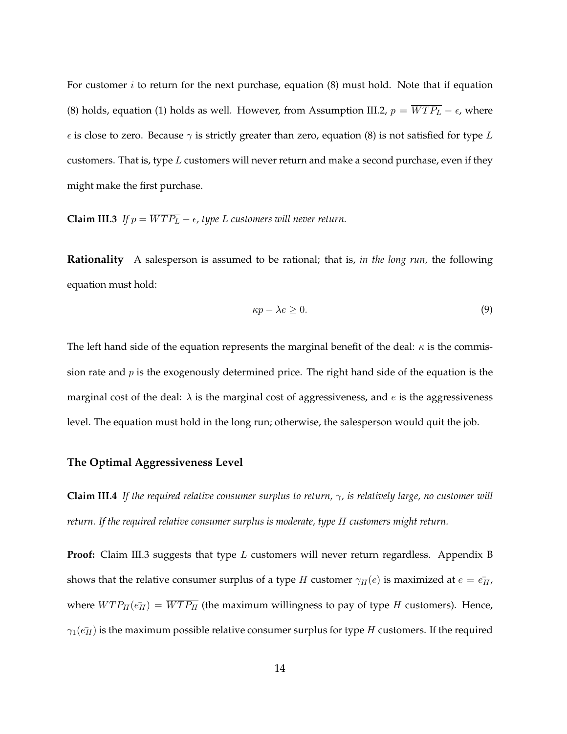For customer $i$ to return for the next purchase, equation (8) must hold. Note that if equation (8) holds, equation (1) holds as well. However, from Assumption III.2, $p = \overline{WTP_L} - \epsilon$, where $\epsilon$ is close to zero. Because $\gamma$ is strictly greater than zero, equation (8) is not satisfied for type $L$ customers. That is, type $L$ customers will never return and make a second purchase, even if they might make the first purchase.

**Claim III.3** *If $p = \overline{WTP_L} - \epsilon$, type $L$ customers will never return.*

**Rationality** A salesperson is assumed to be rational; that is, *in the long run,* the following equation must hold:

$$\kappa p - \lambda e \geq 0. \tag{9}$$

The left hand side of the equation represents the marginal benefit of the deal: $\kappa$ is the commission rate and $p$ is the exogenously determined price. The right hand side of the equation is the marginal cost of the deal: $\lambda$ is the marginal cost of aggressiveness, and $e$ is the aggressiveness level. The equation must hold in the long run; otherwise, the salesperson would quit the job.

### The Optimal Aggressiveness Level

**Claim III.4** *If the required relative consumer surplus to return, $\gamma$, is relatively large, no customer will return. If the required relative consumer surplus is moderate, type $H$ customers might return.*

**Proof:** Claim III.3 suggests that type $L$ customers will never return regardless. Appendix B shows that the relative consumer surplus of a type $H$ customer $\gamma_H(e)$ is maximized at $e = \bar{e_H}$, where $WTP_H(\bar{e_H}) = \overline{WTP_H}$ (the maximum willingness to pay of type $H$ customers). Hence, $\gamma_1(\bar{e_H})$ is the maximum possible relative consumer surplus for type $H$ customers. If the required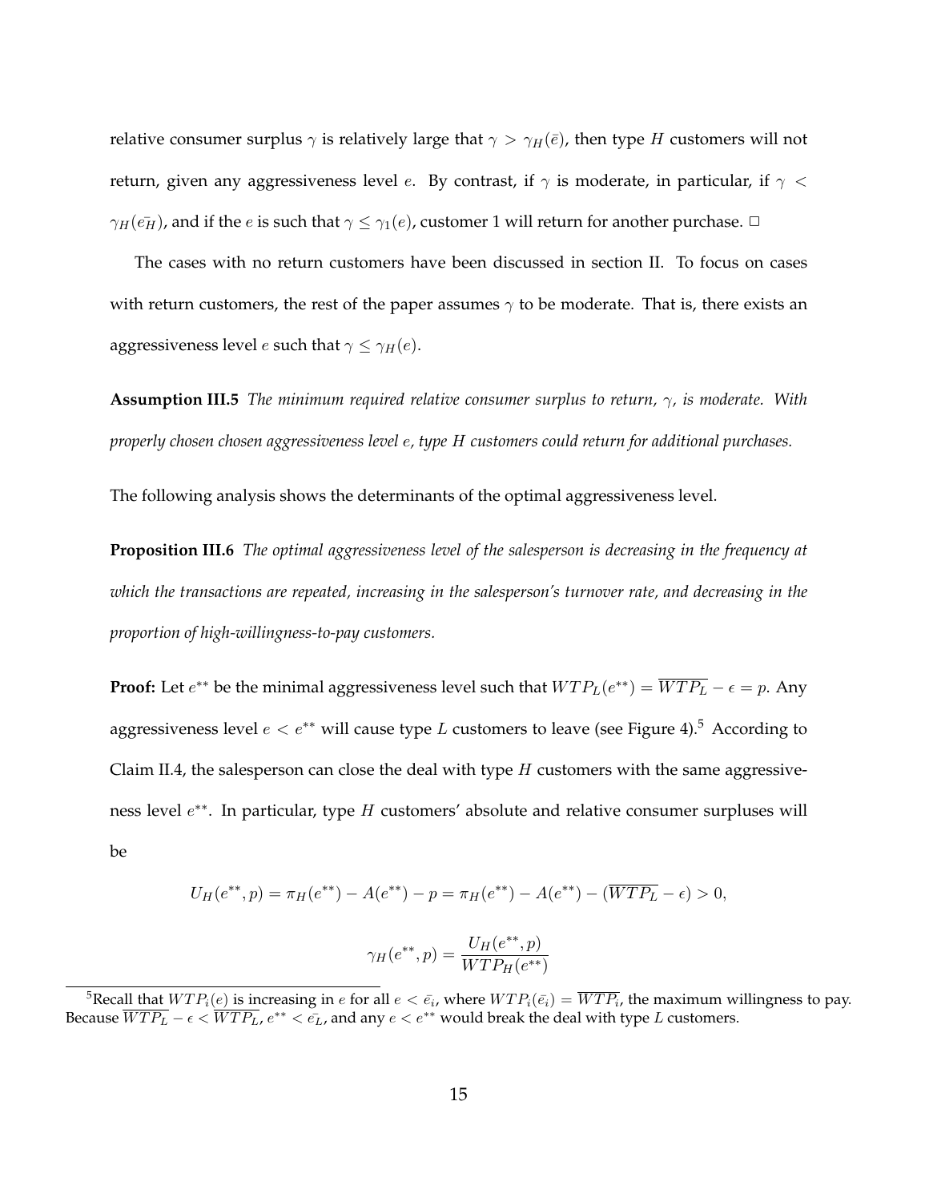relative consumer surplus $\gamma$ is relatively large that $\gamma > \gamma_H(\bar{e})$, then type $H$ customers will not return, given any aggressiveness level $e$. By contrast, if $\gamma$ is moderate, in particular, if $\gamma < \gamma_H(\bar{e_H})$, and if the $e$ is such that $\gamma \leq \gamma_1(e)$, customer 1 will return for another purchase. □

The cases with no return customers have been discussed in section II. To focus on cases with return customers, the rest of the paper assumes $\gamma$ to be moderate. That is, there exists an aggressiveness level $e$ such that $\gamma \leq \gamma_H(e)$.

**Assumption III.5** *The minimum required relative consumer surplus to return, $\gamma$, is moderate. With properly chosen chosen aggressiveness level $e$, type $H$ customers could return for additional purchases.*

The following analysis shows the determinants of the optimal aggressiveness level.

**Proposition III.6** *The optimal aggressiveness level of the salesperson is decreasing in the frequency at which the transactions are repeated, increasing in the salesperson's turnover rate, and decreasing in the proportion of high-willingness-to-pay customers.*

**Proof:** Let $e^{**}$ be the minimal aggressiveness level such that $WTP_L(e^{**}) = \overline{WTP_L} - \epsilon = p$. Any aggressiveness level $e < e^{**}$ will cause type $L$ customers to leave (see Figure 4).[5] According to Claim II.4, the salesperson can close the deal with type $H$ customers with the same aggressiveness level $e^{**}$. In particular, type $H$ customers' absolute and relative consumer surpluses will be

$$U_H(e^{**}, p) = \pi_H(e^{**}) - A(e^{**}) - p = \pi_H(e^{**}) - A(e^{**}) - (\overline{WTP_L} - \epsilon) > 0,$$

$$\gamma_H(e^{**}, p) = \frac{U_H(e^{**}, p)}{WTP_H(e^{**})}$$

[5] Recall that $WTP_i(e)$ is increasing in $e$ for all $e < \bar{e_i}$, where $WTP_i(\bar{e_i}) = \overline{WTP_i}$, the maximum willingness to pay. Because $\overline{WTP_L} - \epsilon < \overline{WTP_L}$, $e^{**} < \bar{e_L}$, and any $e < e^{**}$ would break the deal with type $L$ customers.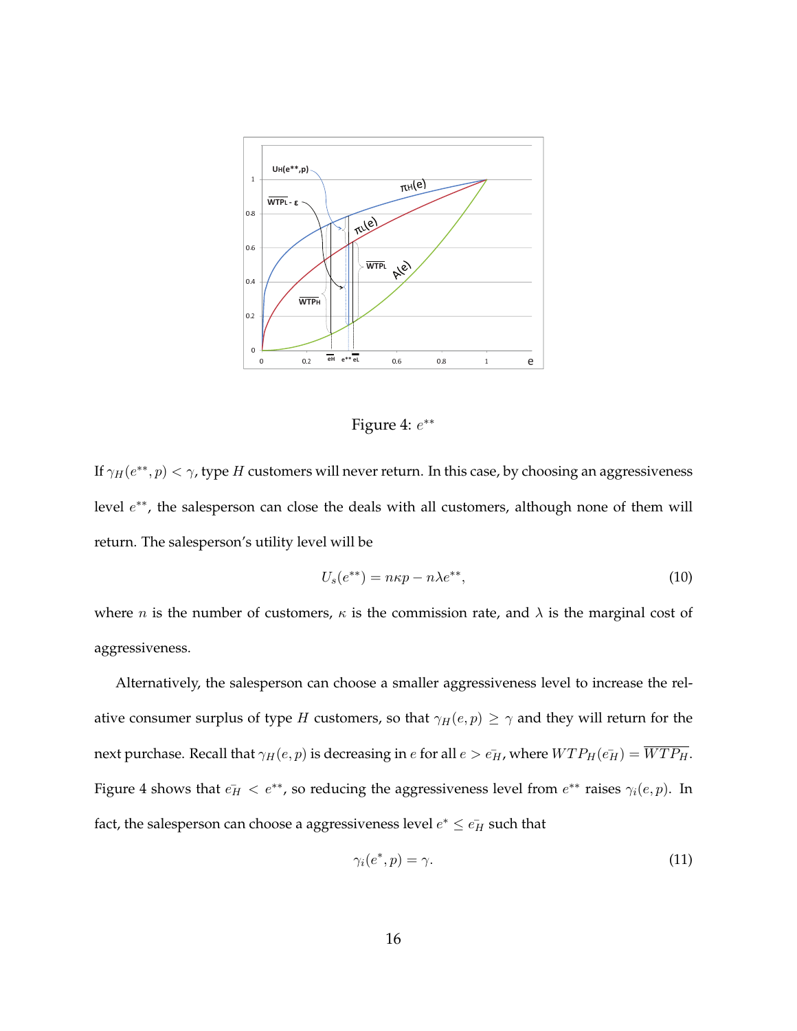Figure 4: $e^{**}$

If $\gamma_H(e^{**}, p) < \gamma$, type $H$ customers will never return. In this case, by choosing an aggressiveness level $e^{**}$, the salesperson can close the deals with all customers, although none of them will return. The salesperson's utility level will be

$$U_s(e^{**}) = n\kappa p - n\lambda e^{**}, \tag{10}$$

where $n$ is the number of customers, $\kappa$ is the commission rate, and $\lambda$ is the marginal cost of aggressiveness.

Alternatively, the salesperson can choose a smaller aggressiveness level to increase the relative consumer surplus of type $H$ customers, so that $\gamma_H(e, p) \geq \gamma$ and they will return for the next purchase. Recall that $\gamma_H(e, p)$ is decreasing in $e$ for all $e > \bar{e_H}$, where $WTP_H(\bar{e_H}) = \overline{WTP_H}$. Figure 4 shows that $\bar{e_H} < e^{**}$, so reducing the aggressiveness level from $e^{**}$ raises $\gamma_i(e, p)$. In fact, the salesperson can choose a aggressiveness level $e^* \leq \bar{e_H}$ such that

$$\gamma_i(e^*, p) = \gamma. \tag{11}$$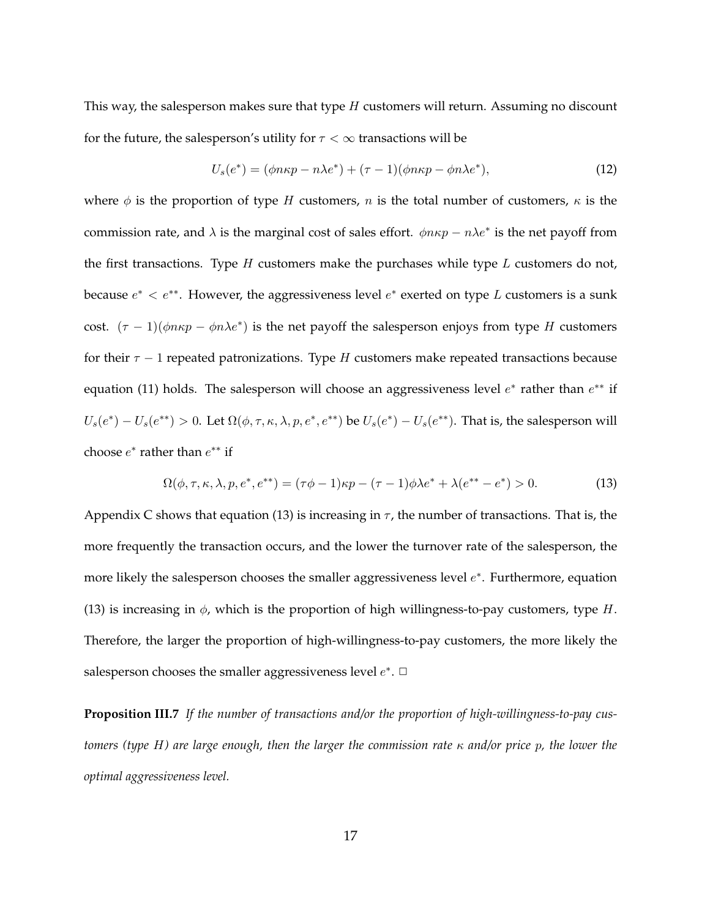This way, the salesperson makes sure that type $H$ customers will return. Assuming no discount for the future, the salesperson's utility for $\tau < \infty$ transactions will be

$$U_s(e^*) = (\phi n \kappa p - n\lambda e^*) + (\tau - 1)(\phi n \kappa p - \phi n \lambda e^*), \tag{12}$$

where $\phi$ is the proportion of type $H$ customers, $n$ is the total number of customers, $\kappa$ is the commission rate, and $\lambda$ is the marginal cost of sales effort. $\phi n \kappa p - n\lambda e^*$ is the net payoff from the first transactions. Type $H$ customers make the purchases while type $L$ customers do not, because $e^* < e^{**}$. However, the aggressiveness level $e^*$ exerted on type $L$ customers is a sunk cost. $(\tau - 1)(\phi n \kappa p - \phi n \lambda e^*)$ is the net payoff the salesperson enjoys from type $H$ customers for their $\tau - 1$ repeated patronizations. Type $H$ customers make repeated transactions because equation (11) holds. The salesperson will choose an aggressiveness level $e^*$ rather than $e^{**}$ if $U_s(e^*) - U_s(e^{**}) > 0$. Let $\Omega(\phi, \tau, \kappa, \lambda, p, e^*, e^{**})$ be $U_s(e^*) - U_s(e^{**})$. That is, the salesperson will choose $e^*$ rather than $e^{**}$ if

$$\Omega(\phi, \tau, \kappa, \lambda, p, e^*, e^{**}) = (\tau\phi - 1)\kappa p - (\tau - 1)\phi\lambda e^* + \lambda(e^{**} - e^*) > 0. \tag{13}$$

Appendix C shows that equation (13) is increasing in $\tau$, the number of transactions. That is, the more frequently the transaction occurs, and the lower the turnover rate of the salesperson, the more likely the salesperson chooses the smaller aggressiveness level $e^*$. Furthermore, equation (13) is increasing in $\phi$, which is the proportion of high willingness-to-pay customers, type $H$. Therefore, the larger the proportion of high-willingness-to-pay customers, the more likely the salesperson chooses the smaller aggressiveness level $e^*$. □

**Proposition III.7** *If the number of transactions and/or the proportion of high-willingness-to-pay customers (type $H$) are large enough, then the larger the commission rate $\kappa$ and/or price $p$, the lower the optimal aggressiveness level.*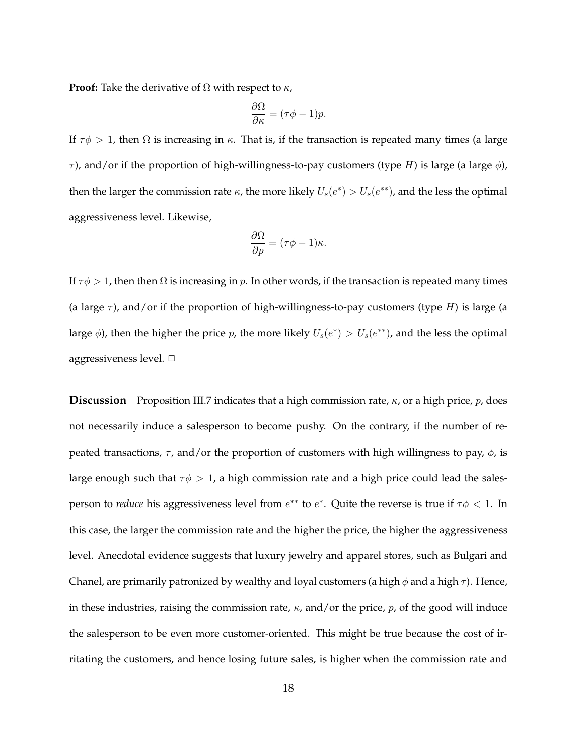**Proof:** Take the derivative of $\Omega$ with respect to $\kappa$,

$$\frac{\partial \Omega}{\partial \kappa} = (\tau\phi - 1)p.$$

If $\tau\phi > 1$, then $\Omega$ is increasing in $\kappa$. That is, if the transaction is repeated many times (a large $\tau$), and/or if the proportion of high-willingness-to-pay customers (type $H$) is large (a large $\phi$), then the larger the commission rate $\kappa$, the more likely $U_s(e^*) > U_s(e^{**})$, and the less the optimal aggressiveness level. Likewise,

$$\frac{\partial \Omega}{\partial p} = (\tau\phi - 1)\kappa.$$

If $\tau\phi > 1$, then then $\Omega$ is increasing in $p$. In other words, if the transaction is repeated many times (a large $\tau$), and/or if the proportion of high-willingness-to-pay customers (type $H$) is large (a large $\phi$), then the higher the price $p$, the more likely $U_s(e^*) > U_s(e^{**})$, and the less the optimal aggressiveness level. □

**Discussion** Proposition III.7 indicates that a high commission rate, $\kappa$, or a high price, $p$, does not necessarily induce a salesperson to become pushy. On the contrary, if the number of repeated transactions, $\tau$, and/or the proportion of customers with high willingness to pay, $\phi$, is large enough such that $\tau\phi > 1$, a high commission rate and a high price could lead the salesperson to *reduce* his aggressiveness level from $e^{**}$ to $e^*$. Quite the reverse is true if $\tau\phi < 1$. In this case, the larger the commission rate and the higher the price, the higher the aggressiveness level. Anecdotal evidence suggests that luxury jewelry and apparel stores, such as Bulgari and Chanel, are primarily patronized by wealthy and loyal customers (a high $\phi$ and a high $\tau$). Hence, in these industries, raising the commission rate, $\kappa$, and/or the price, $p$, of the good will induce the salesperson to be even more customer-oriented. This might be true because the cost of irritating the customers, and hence losing future sales, is higher when the commission rate and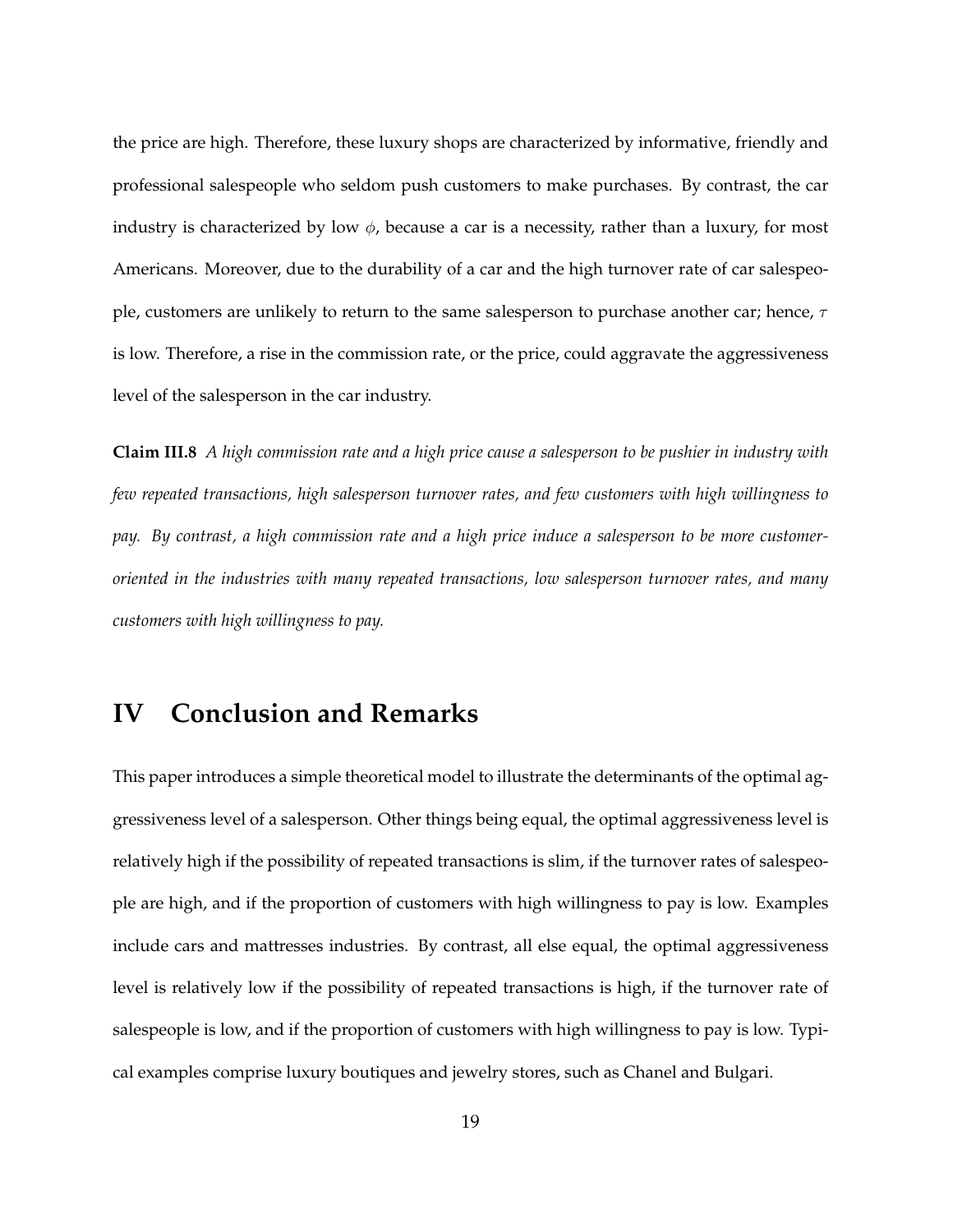the price are high. Therefore, these luxury shops are characterized by informative, friendly and professional salespeople who seldom push customers to make purchases. By contrast, the car industry is characterized by low $\phi$, because a car is a necessity, rather than a luxury, for most Americans. Moreover, due to the durability of a car and the high turnover rate of car salespeople, customers are unlikely to return to the same salesperson to purchase another car; hence, $\tau$ is low. Therefore, a rise in the commission rate, or the price, could aggravate the aggressiveness level of the salesperson in the car industry.

**Claim III.8** *A high commission rate and a high price cause a salesperson to be pushier in industry with few repeated transactions, high salesperson turnover rates, and few customers with high willingness to pay. By contrast, a high commission rate and a high price induce a salesperson to be more customer-oriented in the industries with many repeated transactions, low salesperson turnover rates, and many customers with high willingness to pay.*

# IV Conclusion and Remarks

This paper introduces a simple theoretical model to illustrate the determinants of the optimal aggressiveness level of a salesperson. Other things being equal, the optimal aggressiveness level is relatively high if the possibility of repeated transactions is slim, if the turnover rates of salespeople are high, and if the proportion of customers with high willingness to pay is low. Examples include cars and mattresses industries. By contrast, all else equal, the optimal aggressiveness level is relatively low if the possibility of repeated transactions is high, if the turnover rate of salespeople is low, and if the proportion of customers with high willingness to pay is low. Typical examples comprise luxury boutiques and jewelry stores, such as Chanel and Bulgari.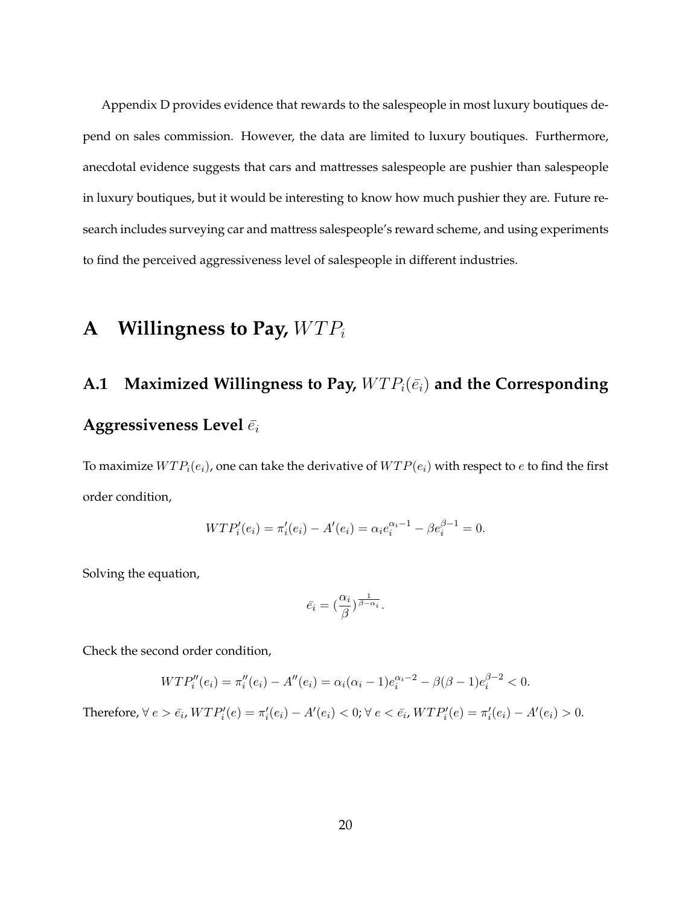Appendix D provides evidence that rewards to the salespeople in most luxury boutiques depend on sales commission. However, the data are limited to luxury boutiques. Furthermore, anecdotal evidence suggests that cars and mattresses salespeople are pushier than salespeople in luxury boutiques, but it would be interesting to know how much pushier they are. Future research includes surveying car and mattress salespeople's reward scheme, and using experiments to find the perceived aggressiveness level of salespeople in different industries.

# A Willingness to Pay, $WTP_i$

## A.1 Maximized Willingness to Pay, $WTP_i(\bar{e_i})$ and the Corresponding Aggressiveness Level $\bar{e_i}$

To maximize $WTP_i(e_i)$, one can take the derivative of $WTP(e_i)$ with respect to $e$ to find the first order condition,

$$WTP_i'(e_i) = \pi_i'(e_i) - A'(e_i) = \alpha_i e_i^{\alpha_i - 1} - \beta e_i^{\beta - 1} = 0.$$

Solving the equation,

$$\bar{e_i} = (\frac{\alpha_i}{\beta})^{\frac{1}{\beta - \alpha_i}}.$$

Check the second order condition,

$$WTP_i''(e_i) = \pi_i''(e_i) - A''(e_i) = \alpha_i(\alpha_i - 1)e_i^{\alpha_i - 2} - \beta(\beta - 1)e_i^{\beta - 2} < 0.$$

Therefore, $\forall\ e > \bar{e_i}$, $WTP_i'(e) = \pi_i'(e_i) - A'(e_i) < 0$; $\forall\ e < \bar{e_i}$, $WTP_i'(e) = \pi_i'(e_i) - A'(e_i) > 0$.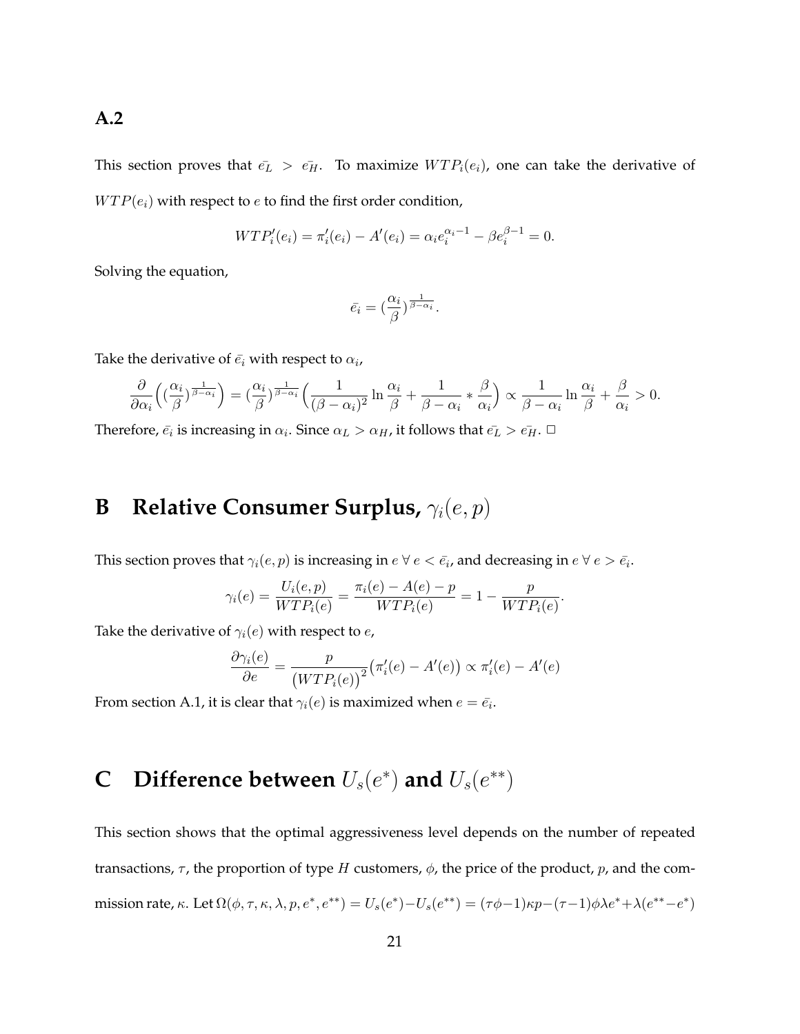### A.2

This section proves that $\bar{e_L} > \bar{e_H}$. To maximize $WTP_i(e_i)$, one can take the derivative of $WTP(e_i)$ with respect to $e$ to find the first order condition,

$$WTP_i'(e_i) = \pi_i'(e_i) - A'(e_i) = \alpha_i e_i^{\alpha_i - 1} - \beta e_i^{\beta - 1} = 0.$$

Solving the equation,

$$\bar{e_i} = (\frac{\alpha_i}{\beta})^{\frac{1}{\beta - \alpha_i}}.$$

Take the derivative of $\bar{e_i}$ with respect to $\alpha_i$,

$$\frac{\partial}{\partial \alpha_i}\Big((\frac{\alpha_i}{\beta})^{\frac{1}{\beta-\alpha_i}}\Big) = (\frac{\alpha_i}{\beta})^{\frac{1}{\beta-\alpha_i}}\Big(\frac{1}{(\beta-\alpha_i)^2}\ln\frac{\alpha_i}{\beta} + \frac{1}{\beta-\alpha_i} * \frac{\beta}{\alpha_i}\Big) \propto \frac{1}{\beta-\alpha_i}\ln\frac{\alpha_i}{\beta} + \frac{\beta}{\alpha_i} > 0.$$

Therefore, $\bar{e_i}$ is increasing in $\alpha_i$. Since $\alpha_L > \alpha_H$, it follows that $\bar{e_L} > \bar{e_H}$. □

# B Relative Consumer Surplus, $\gamma_i(e, p)$

This section proves that $\gamma_i(e, p)$ is increasing in $e \ \forall \ e < \bar{e_i}$, and decreasing in $e \ \forall \ e > \bar{e_i}$.

$$\gamma_i(e) = \frac{U_i(e, p)}{WTP_i(e)} = \frac{\pi_i(e) - A(e) - p}{WTP_i(e)} = 1 - \frac{p}{WTP_i(e)}.$$

Take the derivative of $\gamma_i(e)$ with respect to $e$,

$$\frac{\partial \gamma_i(e)}{\partial e} = \frac{p}{\big(WTP_i(e)\big)^2}\big(\pi_i'(e) - A'(e)\big) \propto \pi_i'(e) - A'(e)$$

From section A.1, it is clear that $\gamma_i(e)$ is maximized when $e = \bar{e_i}$.

# C Difference between $U_s(e^*)$ and $U_s(e^{**})$

This section shows that the optimal aggressiveness level depends on the number of repeated transactions, $\tau$, the proportion of type $H$ customers, $\phi$, the price of the product, $p$, and the commission rate, $\kappa$. Let $\Omega(\phi, \tau, \kappa, \lambda, p, e^*, e^{**}) = U_s(e^*) - U_s(e^{**}) = (\tau\phi - 1)\kappa p - (\tau - 1)\phi\lambda e^* + \lambda(e^{**} - e^*)$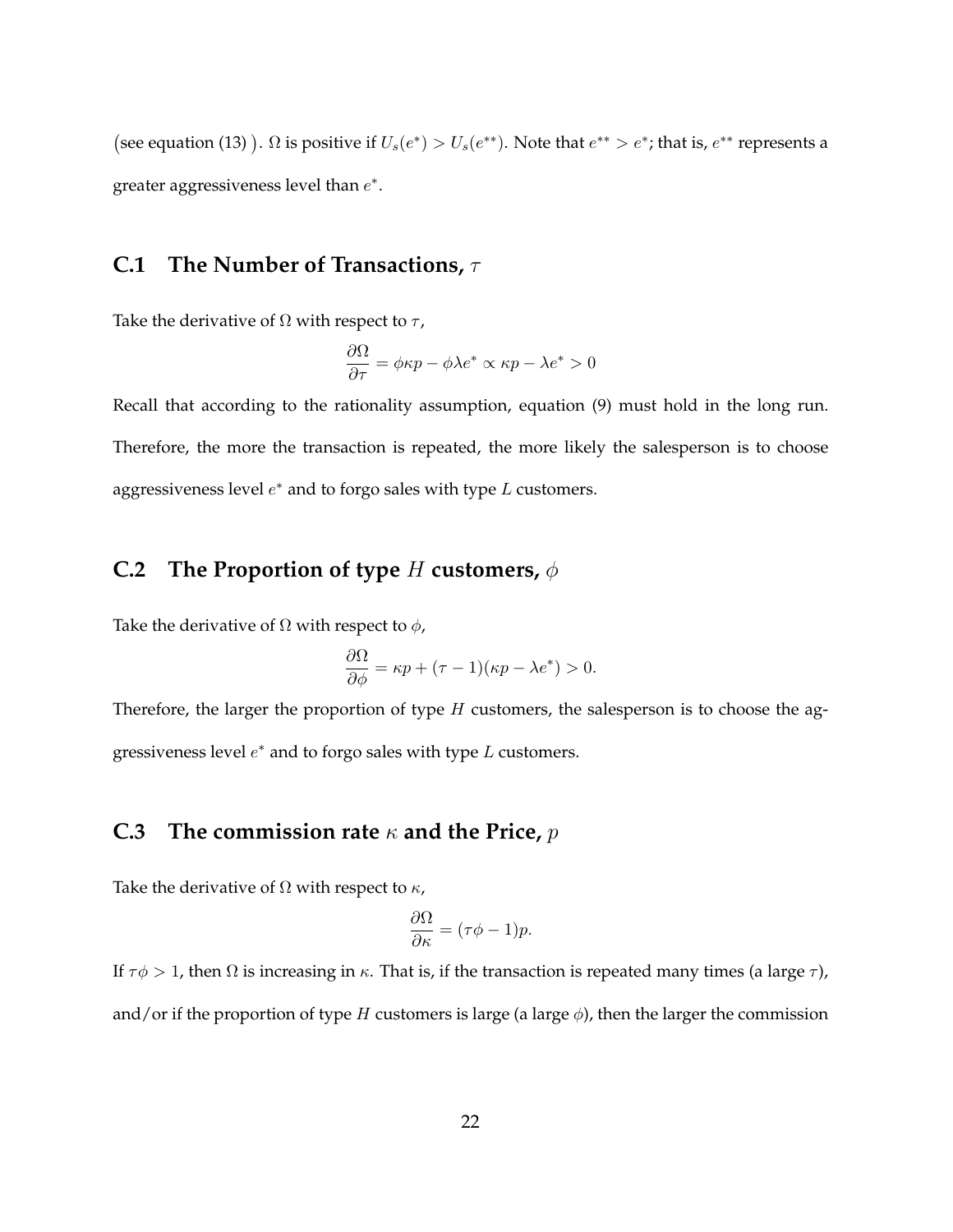(see equation (13)). $\Omega$ is positive if $U_s(e^*) > U_s(e^{**})$. Note that $e^{**} > e^*$; that is, $e^{**}$ represents a greater aggressiveness level than $e^*$.

## C.1 The Number of Transactions, $\tau$

Take the derivative of $\Omega$ with respect to $\tau$,

$$\frac{\partial \Omega}{\partial \tau} = \phi \kappa p - \phi \lambda e^* \propto \kappa p - \lambda e^* > 0$$

Recall that according to the rationality assumption, equation (9) must hold in the long run. Therefore, the more the transaction is repeated, the more likely the salesperson is to choose aggressiveness level $e^*$ and to forgo sales with type $L$ customers.

## C.2 The Proportion of type $H$ customers, $\phi$

Take the derivative of $\Omega$ with respect to $\phi$,

$$\frac{\partial \Omega}{\partial \phi} = \kappa p + (\tau - 1)(\kappa p - \lambda e^*) > 0.$$

Therefore, the larger the proportion of type $H$ customers, the salesperson is to choose the aggressiveness level $e^*$ and to forgo sales with type $L$ customers.

## C.3 The commission rate $\kappa$ and the Price, $p$

Take the derivative of $\Omega$ with respect to $\kappa$,

$$\frac{\partial \Omega}{\partial \kappa} = (\tau \phi - 1)p.$$

If $\tau\phi > 1$, then $\Omega$ is increasing in $\kappa$. That is, if the transaction is repeated many times (a large $\tau$), and/or if the proportion of type $H$ customers is large (a large $\phi$), then the larger the commission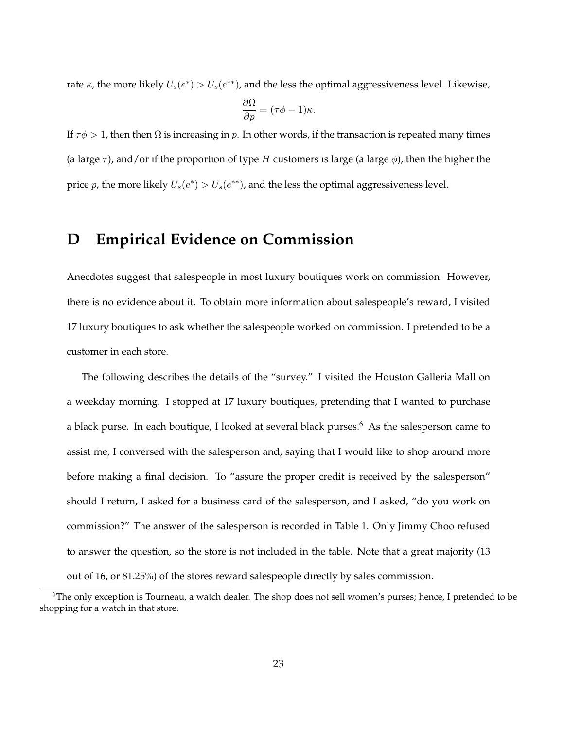rate $\kappa$, the more likely $U_s(e^*) > U_s(e^{**})$, and the less the optimal aggressiveness level. Likewise,

$$\frac{\partial \Omega}{\partial p} = (\tau\phi - 1)\kappa.$$

If $\tau\phi > 1$, then then $\Omega$ is increasing in $p$. In other words, if the transaction is repeated many times (a large $\tau$), and/or if the proportion of type $H$ customers is large (a large $\phi$), then the higher the price $p$, the more likely $U_s(e^*) > U_s(e^{**})$, and the less the optimal aggressiveness level.

## D Empirical Evidence on Commission

Anecdotes suggest that salespeople in most luxury boutiques work on commission. However, there is no evidence about it. To obtain more information about salespeople's reward, I visited 17 luxury boutiques to ask whether the salespeople worked on commission. I pretended to be a customer in each store.

The following describes the details of the "survey." I visited the Houston Galleria Mall on a weekday morning. I stopped at 17 luxury boutiques, pretending that I wanted to purchase a black purse. In each boutique, I looked at several black purses.[6] As the salesperson came to assist me, I conversed with the salesperson and, saying that I would like to shop around more before making a final decision. To "assure the proper credit is received by the salesperson" should I return, I asked for a business card of the salesperson, and I asked, "do you work on commission?" The answer of the salesperson is recorded in Table 1. Only Jimmy Choo refused to answer the question, so the store is not included in the table. Note that a great majority (13 out of 16, or 81.25%) of the stores reward salespeople directly by sales commission.

[6] The only exception is Tourneau, a watch dealer. The shop does not sell women's purses; hence, I pretended to be shopping for a watch in that store.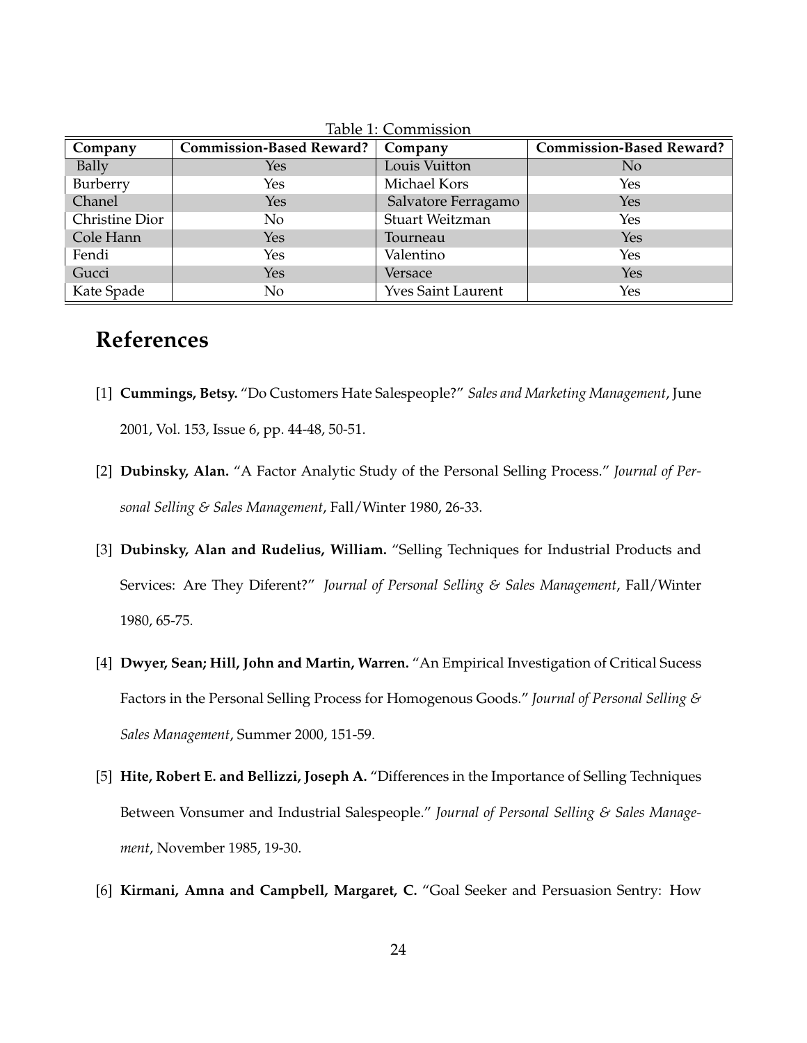Table 1: Commission

| Company | Commission-Based Reward? | Company | Commission-Based Reward? |
|---|---|---|---|
| Bally | Yes | Louis Vuitton | No |
| Burberry | Yes | Michael Kors | Yes |
| Chanel | Yes | Salvatore Ferragamo | Yes |
| Christine Dior | No | Stuart Weitzman | Yes |
| Cole Hann | Yes | Tourneau | Yes |
| Fendi | Yes | Valentino | Yes |
| Gucci | Yes | Versace | Yes |
| Kate Spade | No | Yves Saint Laurent | Yes |

# References

[1] **Cummings, Betsy.** "Do Customers Hate Salespeople?" *Sales and Marketing Management*, June 2001, Vol. 153, Issue 6, pp. 44-48, 50-51.

[2] **Dubinsky, Alan.** "A Factor Analytic Study of the Personal Selling Process." *Journal of Personal Selling & Sales Management*, Fall/Winter 1980, 26-33.

[3] **Dubinsky, Alan and Rudelius, William.** "Selling Techniques for Industrial Products and Services: Are They Diferent?" *Journal of Personal Selling & Sales Management*, Fall/Winter 1980, 65-75.

[4] **Dwyer, Sean; Hill, John and Martin, Warren.** "An Empirical Investigation of Critical Sucess Factors in the Personal Selling Process for Homogenous Goods." *Journal of Personal Selling & Sales Management*, Summer 2000, 151-59.

[5] **Hite, Robert E. and Bellizzi, Joseph A.** "Differences in the Importance of Selling Techniques Between Vonsumer and Industrial Salespeople." *Journal of Personal Selling & Sales Management*, November 1985, 19-30.

[6] **Kirmani, Amna and Campbell, Margaret, C.** "Goal Seeker and Persuasion Sentry: How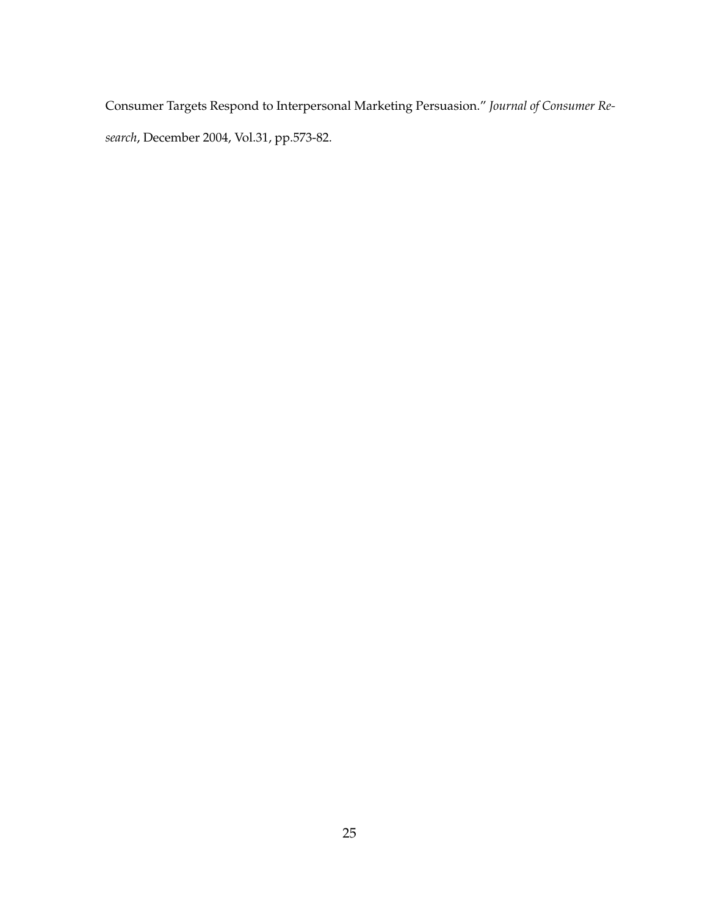Consumer Targets Respond to Interpersonal Marketing Persuasion." *Journal of Consumer Research*, December 2004, Vol.31, pp.573-82.